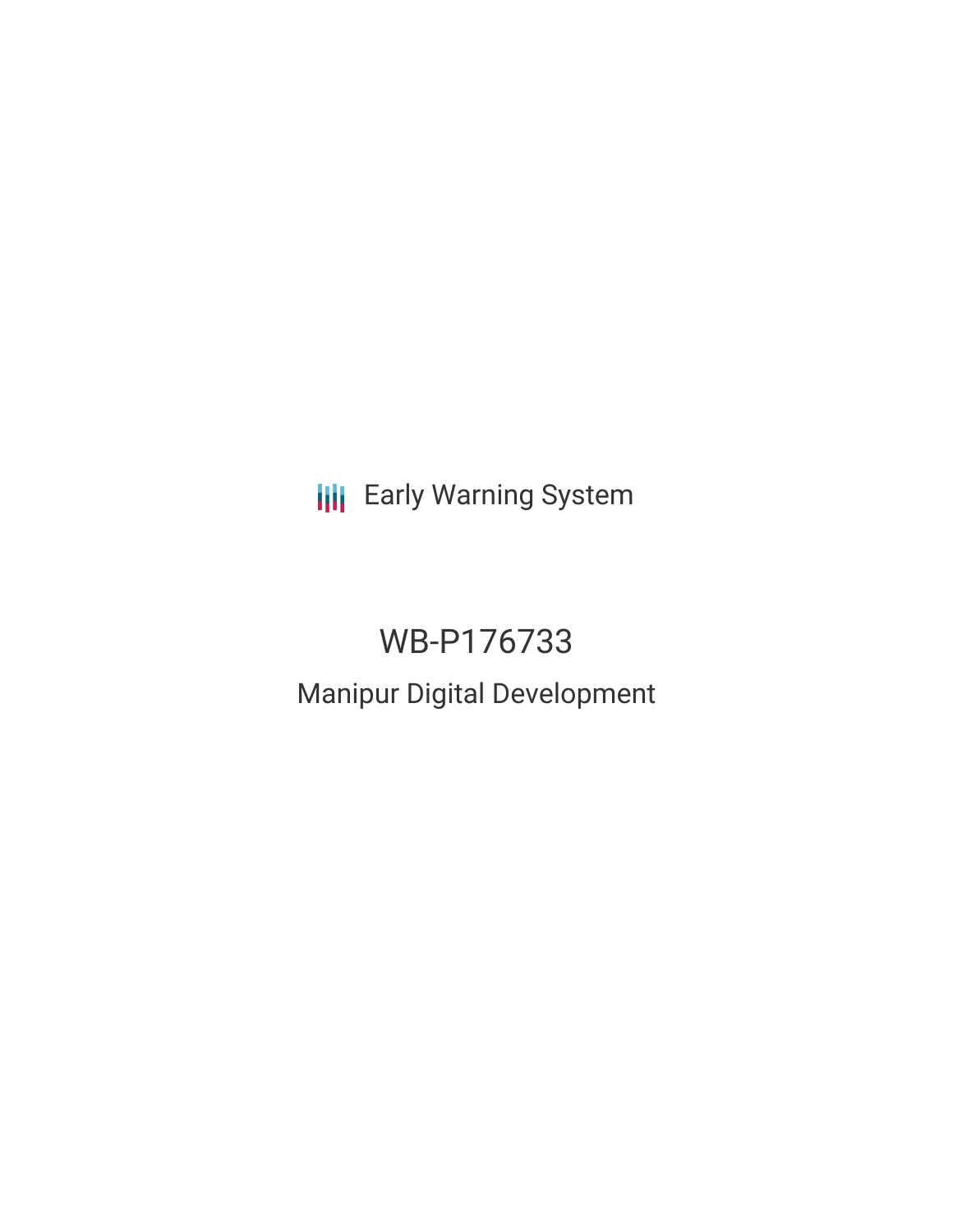Early Warning System

# WB-P176733

## Manipur Digital Development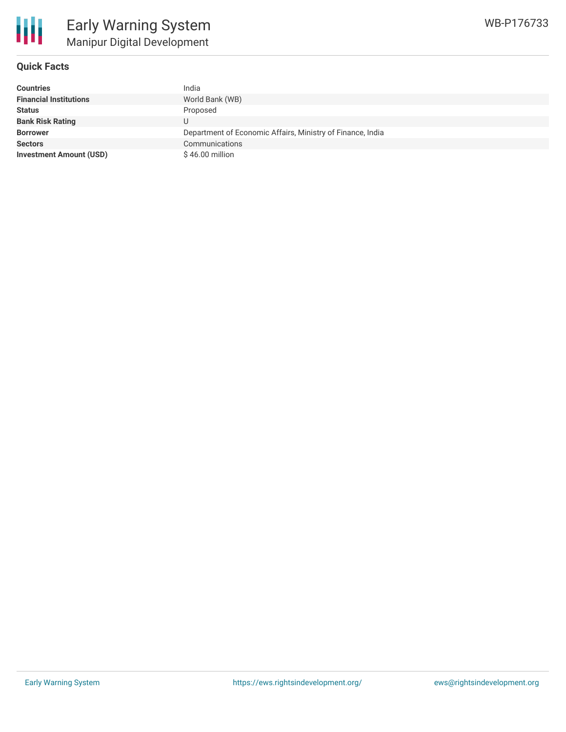# Early Warning System

## Manipur Digital Development

WB-P176733

### Quick Facts

| | |
|---|---|
| **Countries** | India |
| **Financial Institutions** | World Bank (WB) |
| **Status** | Proposed |
| **Bank Risk Rating** | U |
| **Borrower** | Department of Economic Affairs, Ministry of Finance, India |
| **Sectors** | Communications |
| **Investment Amount (USD)** | $ 46.00 million |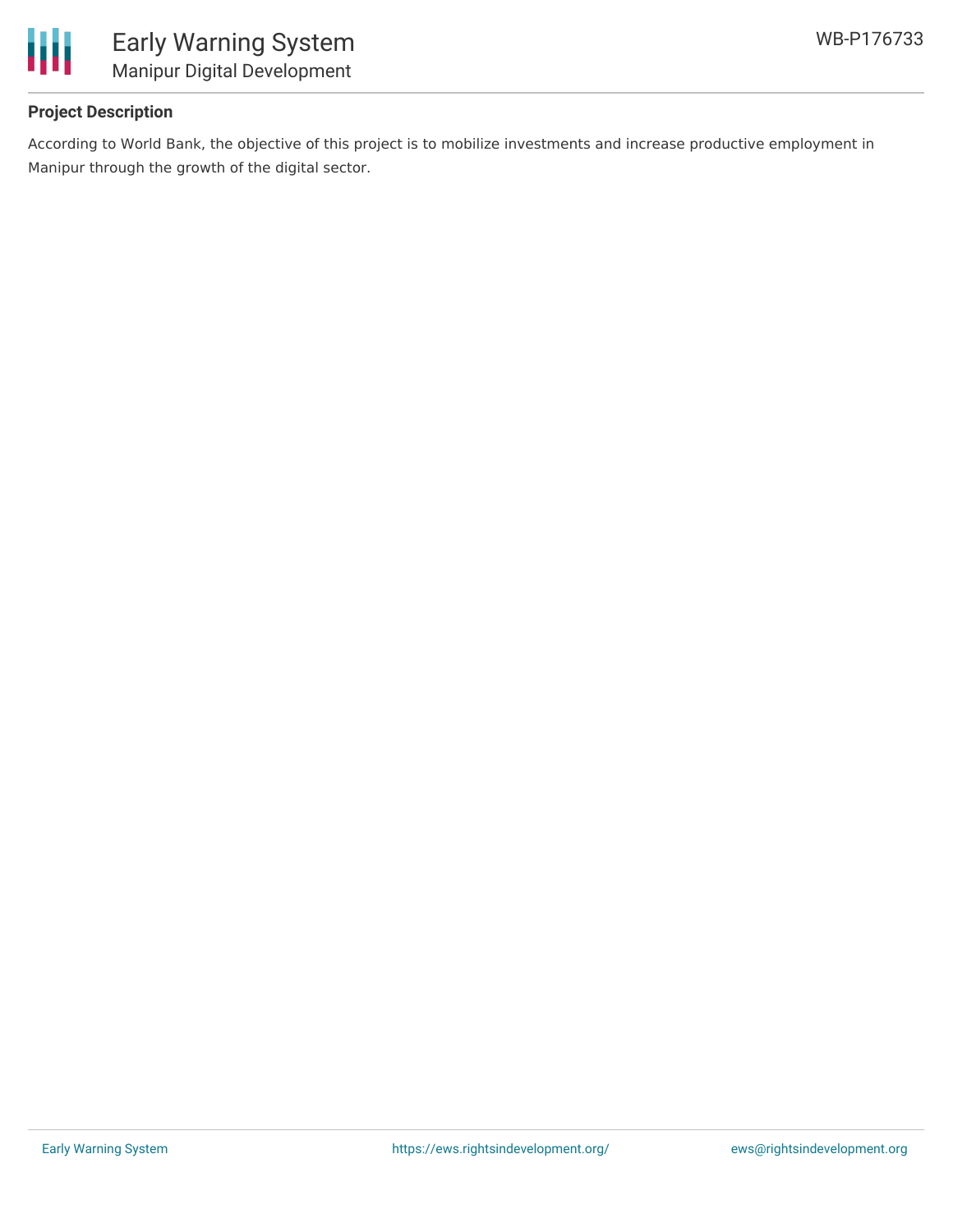## Project Description

According to World Bank, the objective of this project is to mobilize investments and increase productive employment in Manipur through the growth of the digital sector.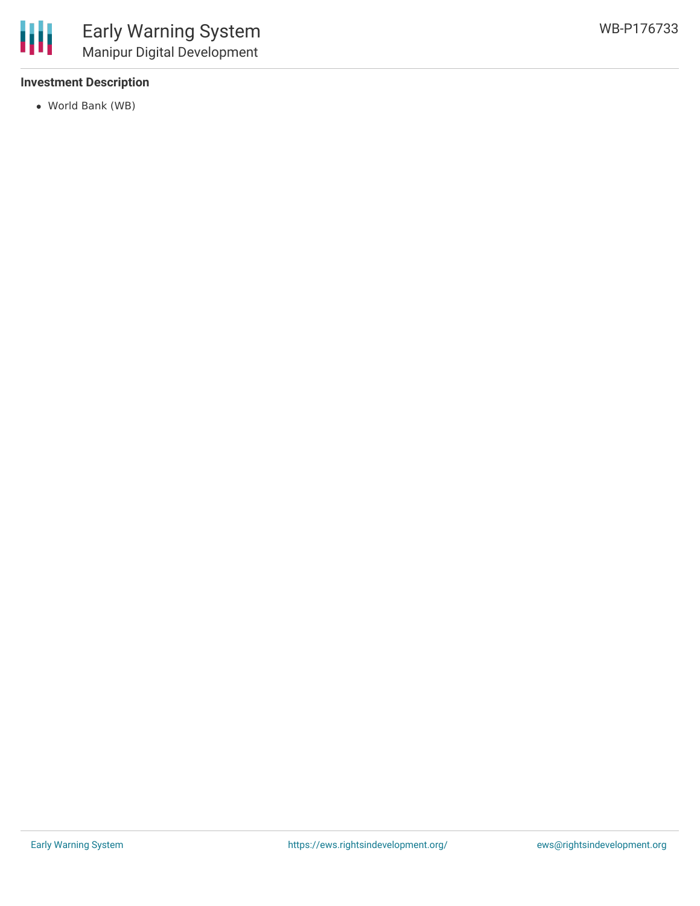### Investment Description

- World Bank (WB)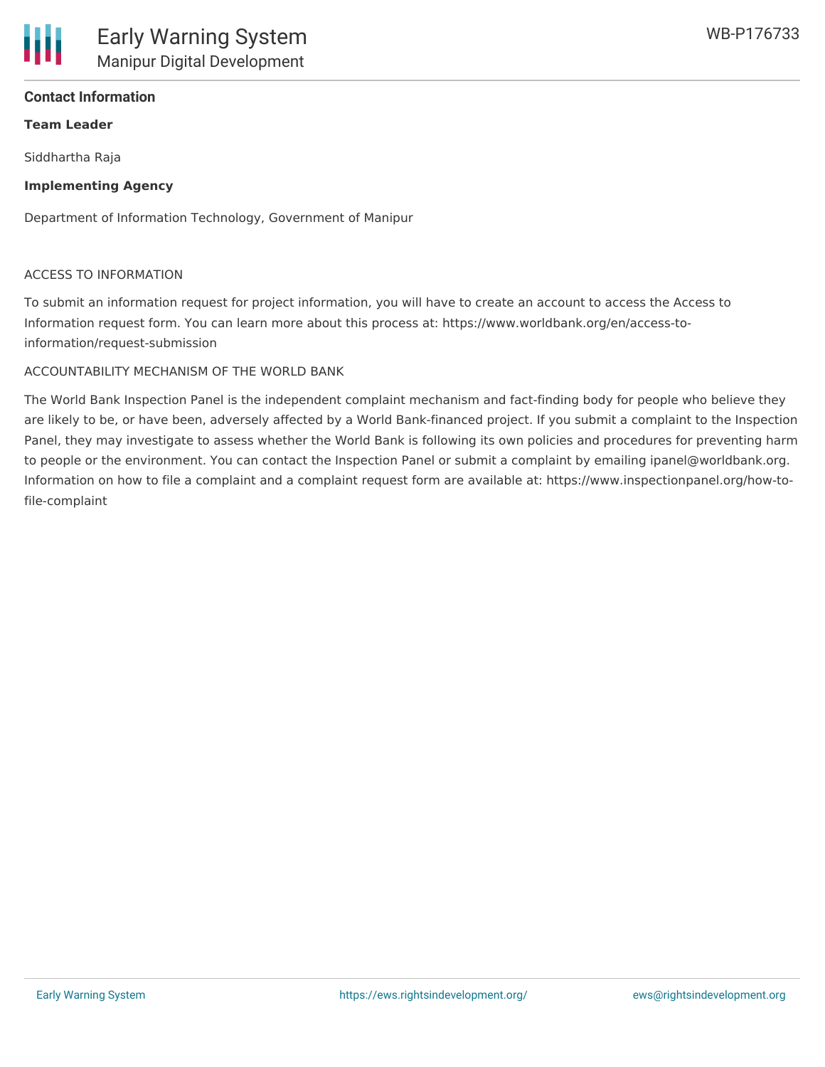## Contact Information

**Team Leader**

Siddhartha Raja

**Implementing Agency**

Department of Information Technology, Government of Manipur

ACCESS TO INFORMATION

To submit an information request for project information, you will have to create an account to access the Access to Information request form. You can learn more about this process at: https://www.worldbank.org/en/access-to-information/request-submission

ACCOUNTABILITY MECHANISM OF THE WORLD BANK

The World Bank Inspection Panel is the independent complaint mechanism and fact-finding body for people who believe they are likely to be, or have been, adversely affected by a World Bank-financed project. If you submit a complaint to the Inspection Panel, they may investigate to assess whether the World Bank is following its own policies and procedures for preventing harm to people or the environment. You can contact the Inspection Panel or submit a complaint by emailing ipanel@worldbank.org. Information on how to file a complaint and a complaint request form are available at: https://www.inspectionpanel.org/how-to-file-complaint